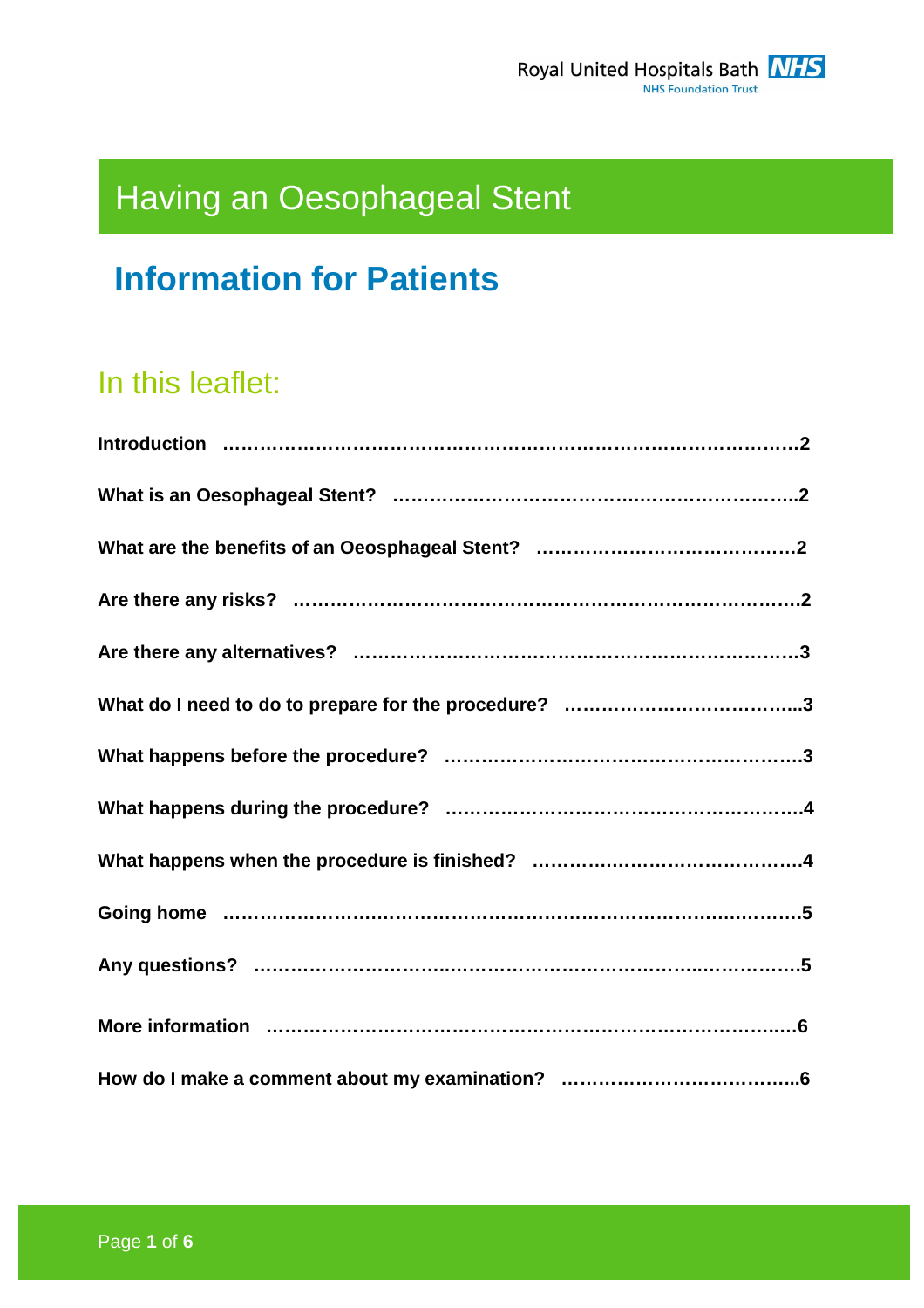Royal United Hospitals Bath NHS Foundation Trust

# Having an Oesophageal Stent

## Information for Patients

### In this leaflet:

**Introduction ……………………………………………………………………………2**

**What is an Oesophageal Stent? ………………………………………………………2**

**What are the benefits of an Oeosphageal Stent? ……………………………………2**

**Are there any risks? ……………………………………………………………………2**

**Are there any alternatives? ……………………………………………………………3**

**What do I need to do to prepare for the procedure? …………………………………3**

**What happens before the procedure? …………………………………………………3**

**What happens during the procedure? …………………………………………………4**

**What happens when the procedure is finished? ………………………………………4**

**Going home ……………………………………………………………………………5**

**Any questions? …………………………………………………………………………5**

**More information ………………………………………………………………………6**

**How do I make a comment about my examination? …………………………………6**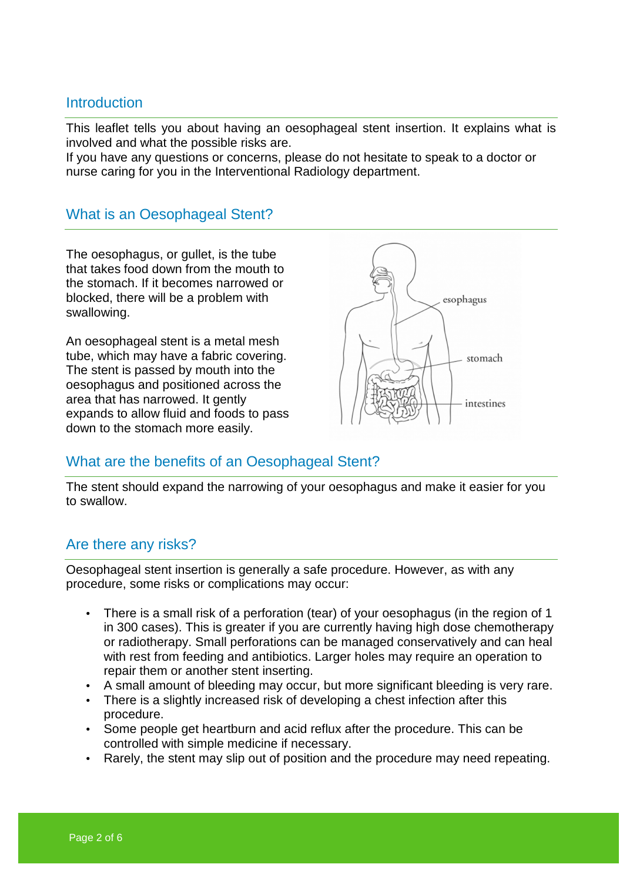## Introduction

This leaflet tells you about having an oesophageal stent insertion. It explains what is involved and what the possible risks are.
If you have any questions or concerns, please do not hesitate to speak to a doctor or nurse caring for you in the Interventional Radiology department.

## What is an Oesophageal Stent?

The oesophagus, or gullet, is the tube that takes food down from the mouth to the stomach. If it becomes narrowed or blocked, there will be a problem with swallowing.

An oesophageal stent is a metal mesh tube, which may have a fabric covering. The stent is passed by mouth into the oesophagus and positioned across the area that has narrowed. It gently expands to allow fluid and foods to pass down to the stomach more easily.

## What are the benefits of an Oesophageal Stent?

The stent should expand the narrowing of your oesophagus and make it easier for you to swallow.

## Are there any risks?

Oesophageal stent insertion is generally a safe procedure. However, as with any procedure, some risks or complications may occur:

- There is a small risk of a perforation (tear) of your oesophagus (in the region of 1 in 300 cases). This is greater if you are currently having high dose chemotherapy or radiotherapy. Small perforations can be managed conservatively and can heal with rest from feeding and antibiotics. Larger holes may require an operation to repair them or another stent inserting.
- A small amount of bleeding may occur, but more significant bleeding is very rare.
- There is a slightly increased risk of developing a chest infection after this procedure.
- Some people get heartburn and acid reflux after the procedure. This can be controlled with simple medicine if necessary.
- Rarely, the stent may slip out of position and the procedure may need repeating.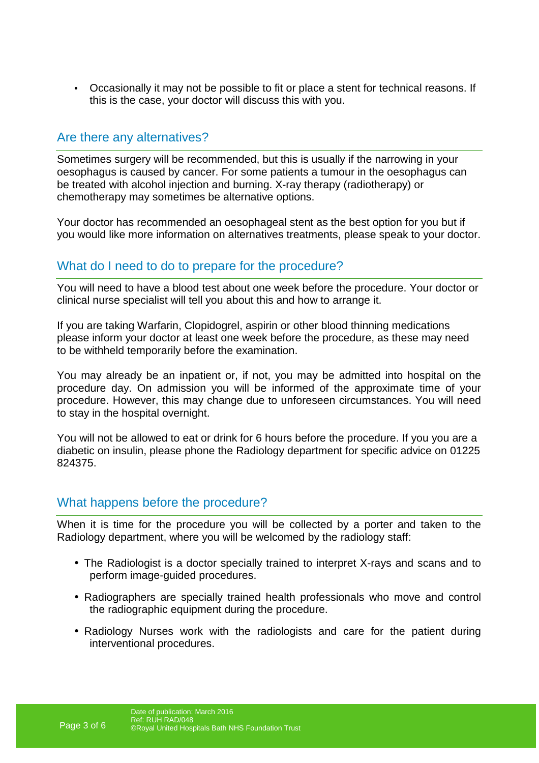- Occasionally it may not be possible to fit or place a stent for technical reasons. If this is the case, your doctor will discuss this with you.

## Are there any alternatives?

Sometimes surgery will be recommended, but this is usually if the narrowing in your oesophagus is caused by cancer. For some patients a tumour in the oesophagus can be treated with alcohol injection and burning. X-ray therapy (radiotherapy) or chemotherapy may sometimes be alternative options.

Your doctor has recommended an oesophageal stent as the best option for you but if you would like more information on alternatives treatments, please speak to your doctor.

## What do I need to do to prepare for the procedure?

You will need to have a blood test about one week before the procedure. Your doctor or clinical nurse specialist will tell you about this and how to arrange it.

If you are taking Warfarin, Clopidogrel, aspirin or other blood thinning medications please inform your doctor at least one week before the procedure, as these may need to be withheld temporarily before the examination.

You may already be an inpatient or, if not, you may be admitted into hospital on the procedure day. On admission you will be informed of the approximate time of your procedure. However, this may change due to unforeseen circumstances. You will need to stay in the hospital overnight.

You will not be allowed to eat or drink for 6 hours before the procedure. If you you are a diabetic on insulin, please phone the Radiology department for specific advice on 01225 824375.

## What happens before the procedure?

When it is time for the procedure you will be collected by a porter and taken to the Radiology department, where you will be welcomed by the radiology staff:

- The Radiologist is a doctor specially trained to interpret X-rays and scans and to perform image-guided procedures.
- Radiographers are specially trained health professionals who move and control the radiographic equipment during the procedure.
- Radiology Nurses work with the radiologists and care for the patient during interventional procedures.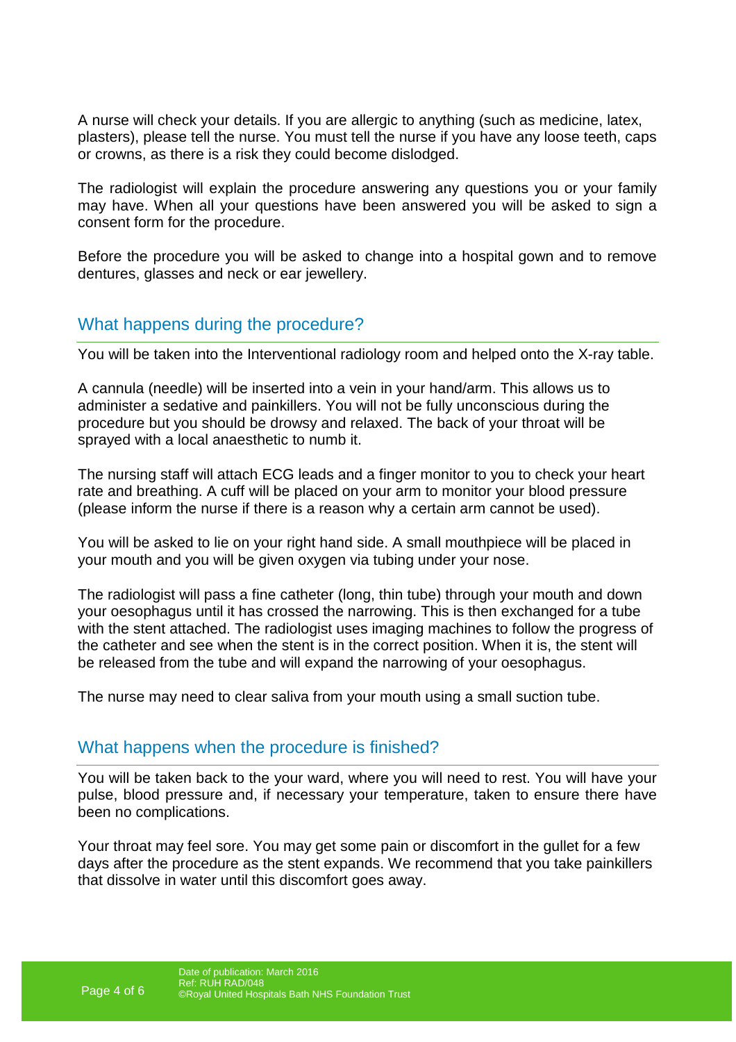A nurse will check your details. If you are allergic to anything (such as medicine, latex, plasters), please tell the nurse. You must tell the nurse if you have any loose teeth, caps or crowns, as there is a risk they could become dislodged.

The radiologist will explain the procedure answering any questions you or your family may have. When all your questions have been answered you will be asked to sign a consent form for the procedure.

Before the procedure you will be asked to change into a hospital gown and to remove dentures, glasses and neck or ear jewellery.

## What happens during the procedure?

You will be taken into the Interventional radiology room and helped onto the X-ray table.

A cannula (needle) will be inserted into a vein in your hand/arm. This allows us to administer a sedative and painkillers. You will not be fully unconscious during the procedure but you should be drowsy and relaxed. The back of your throat will be sprayed with a local anaesthetic to numb it.

The nursing staff will attach ECG leads and a finger monitor to you to check your heart rate and breathing. A cuff will be placed on your arm to monitor your blood pressure (please inform the nurse if there is a reason why a certain arm cannot be used).

You will be asked to lie on your right hand side. A small mouthpiece will be placed in your mouth and you will be given oxygen via tubing under your nose.

The radiologist will pass a fine catheter (long, thin tube) through your mouth and down your oesophagus until it has crossed the narrowing. This is then exchanged for a tube with the stent attached. The radiologist uses imaging machines to follow the progress of the catheter and see when the stent is in the correct position. When it is, the stent will be released from the tube and will expand the narrowing of your oesophagus.

The nurse may need to clear saliva from your mouth using a small suction tube.

## What happens when the procedure is finished?

You will be taken back to the your ward, where you will need to rest. You will have your pulse, blood pressure and, if necessary your temperature, taken to ensure there have been no complications.

Your throat may feel sore. You may get some pain or discomfort in the gullet for a few days after the procedure as the stent expands. We recommend that you take painkillers that dissolve in water until this discomfort goes away.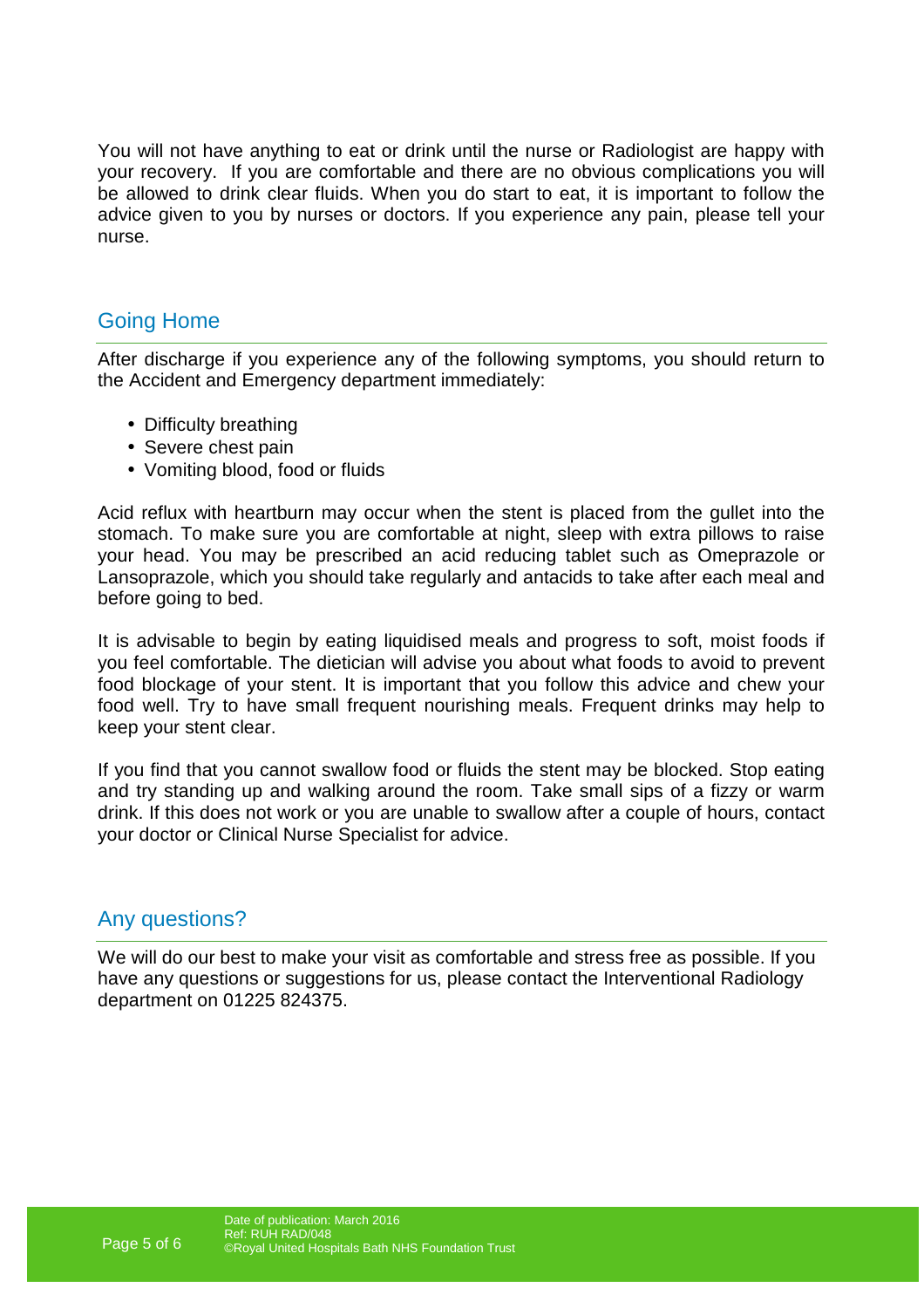You will not have anything to eat or drink until the nurse or Radiologist are happy with your recovery. If you are comfortable and there are no obvious complications you will be allowed to drink clear fluids. When you do start to eat, it is important to follow the advice given to you by nurses or doctors. If you experience any pain, please tell your nurse.

## Going Home

After discharge if you experience any of the following symptoms, you should return to the Accident and Emergency department immediately:

- Difficulty breathing
- Severe chest pain
- Vomiting blood, food or fluids

Acid reflux with heartburn may occur when the stent is placed from the gullet into the stomach. To make sure you are comfortable at night, sleep with extra pillows to raise your head. You may be prescribed an acid reducing tablet such as Omeprazole or Lansoprazole, which you should take regularly and antacids to take after each meal and before going to bed.

It is advisable to begin by eating liquidised meals and progress to soft, moist foods if you feel comfortable. The dietician will advise you about what foods to avoid to prevent food blockage of your stent. It is important that you follow this advice and chew your food well. Try to have small frequent nourishing meals. Frequent drinks may help to keep your stent clear.

If you find that you cannot swallow food or fluids the stent may be blocked. Stop eating and try standing up and walking around the room. Take small sips of a fizzy or warm drink. If this does not work or you are unable to swallow after a couple of hours, contact your doctor or Clinical Nurse Specialist for advice.

## Any questions?

We will do our best to make your visit as comfortable and stress free as possible. If you have any questions or suggestions for us, please contact the Interventional Radiology department on 01225 824375.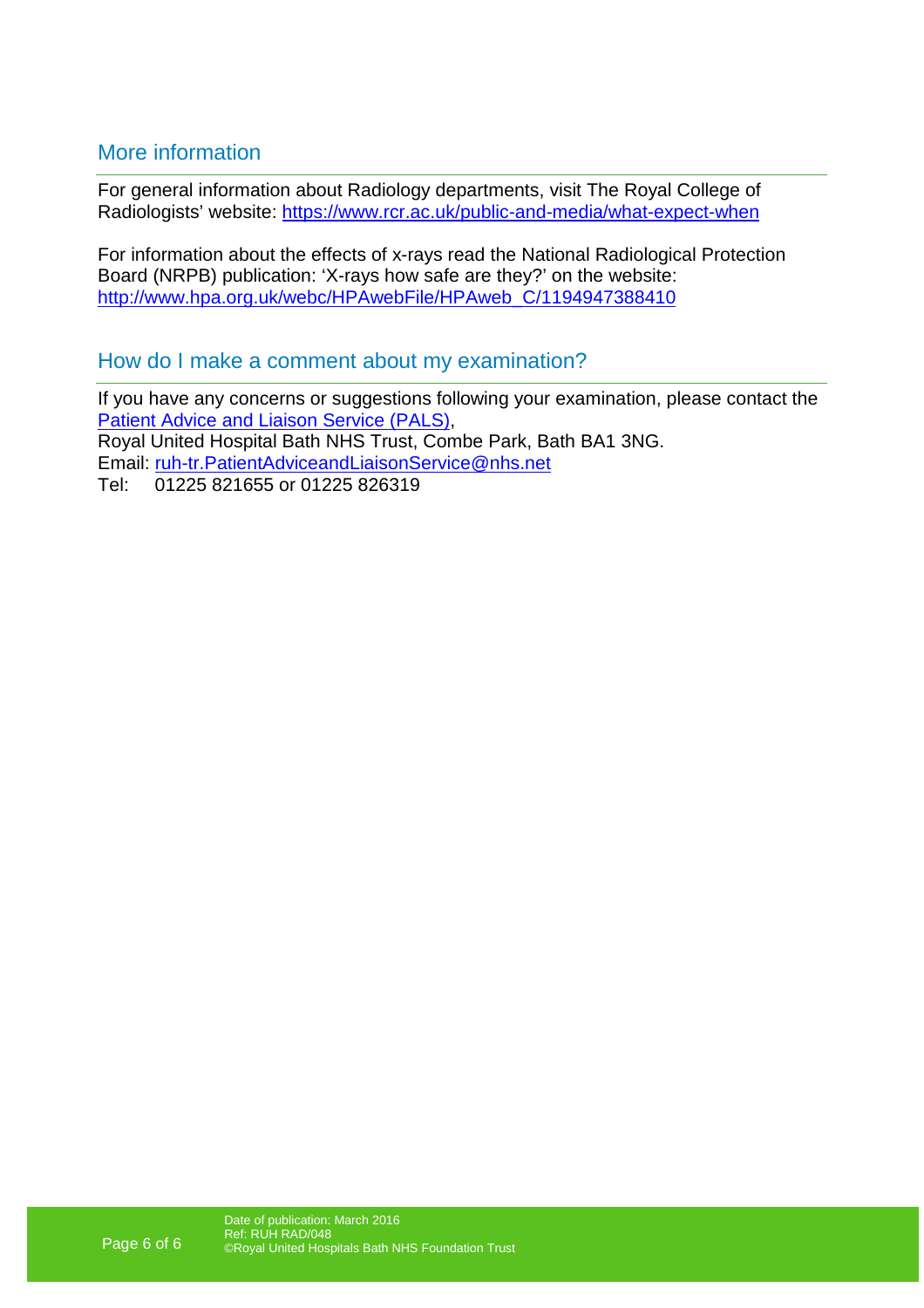## More information

For general information about Radiology departments, visit The Royal College of Radiologists' website: https://www.rcr.ac.uk/public-and-media/what-expect-when

For information about the effects of x-rays read the National Radiological Protection Board (NRPB) publication: 'X-rays how safe are they?' on the website: http://www.hpa.org.uk/webc/HPAwebFile/HPAweb_C/1194947388410

## How do I make a comment about my examination?

If you have any concerns or suggestions following your examination, please contact the Patient Advice and Liaison Service (PALS),
Royal United Hospital Bath NHS Trust, Combe Park, Bath BA1 3NG.
Email: ruh-tr.PatientAdviceandLiaisonService@nhs.net
Tel: 01225 821655 or 01225 826319

Date of publication: March 2016
Ref: RUH RAD/048
©Royal United Hospitals Bath NHS Foundation Trust